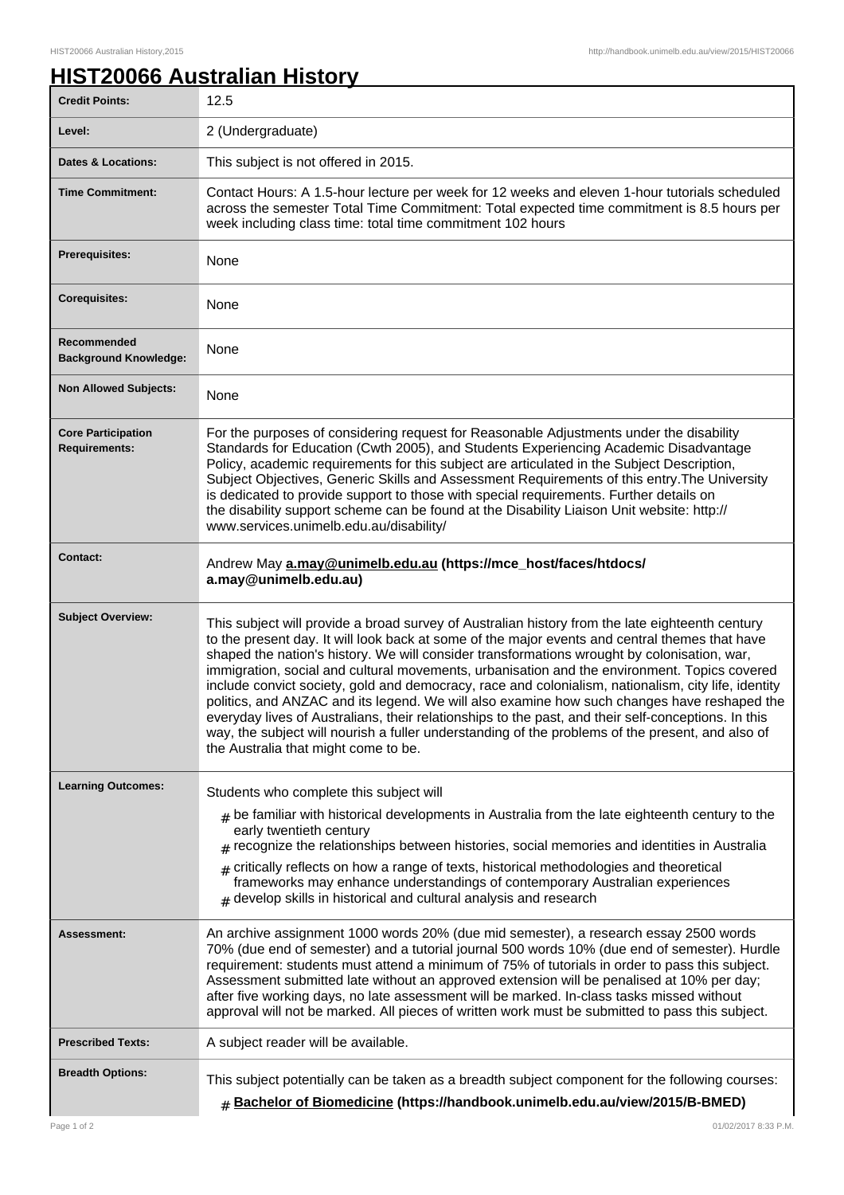# HIST20066 Australian History

| | |
|---|---|
| **Credit Points:** | 12.5 |
| **Level:** | 2 (Undergraduate) |
| **Dates & Locations:** | This subject is not offered in 2015. |
| **Time Commitment:** | Contact Hours: A 1.5-hour lecture per week for 12 weeks and eleven 1-hour tutorials scheduled across the semester Total Time Commitment: Total expected time commitment is 8.5 hours per week including class time: total time commitment 102 hours |
| **Prerequisites:** | None |
| **Corequisites:** | None |
| **Recommended Background Knowledge:** | None |
| **Non Allowed Subjects:** | None |
| **Core Participation Requirements:** | For the purposes of considering request for Reasonable Adjustments under the disability Standards for Education (Cwth 2005), and Students Experiencing Academic Disadvantage Policy, academic requirements for this subject are articulated in the Subject Description, Subject Objectives, Generic Skills and Assessment Requirements of this entry.The University is dedicated to provide support to those with special requirements. Further details on the disability support scheme can be found at the Disability Liaison Unit website: http://www.services.unimelb.edu.au/disability/ |
| **Contact:** | Andrew May **a.may@unimelb.edu.au (https://mce_host/faces/htdocs/a.may@unimelb.edu.au)** |
| **Subject Overview:** | This subject will provide a broad survey of Australian history from the late eighteenth century to the present day. It will look back at some of the major events and central themes that have shaped the nation's history. We will consider transformations wrought by colonisation, war, immigration, social and cultural movements, urbanisation and the environment. Topics covered include convict society, gold and democracy, race and colonialism, nationalism, city life, identity politics, and ANZAC and its legend. We will also examine how such changes have reshaped the everyday lives of Australians, their relationships to the past, and their self-conceptions. In this way, the subject will nourish a fuller understanding of the problems of the present, and also of the Australia that might come to be. |
| **Learning Outcomes:** | Students who complete this subject will <br> # be familiar with historical developments in Australia from the late eighteenth century to the early twentieth century <br> # recognize the relationships between histories, social memories and identities in Australia <br> # critically reflects on how a range of texts, historical methodologies and theoretical frameworks may enhance understandings of contemporary Australian experiences <br> # develop skills in historical and cultural analysis and research |
| **Assessment:** | An archive assignment 1000 words 20% (due mid semester), a research essay 2500 words 70% (due end of semester) and a tutorial journal 500 words 10% (due end of semester). Hurdle requirement: students must attend a minimum of 75% of tutorials in order to pass this subject. Assessment submitted late without an approved extension will be penalised at 10% per day; after five working days, no late assessment will be marked. In-class tasks missed without approval will not be marked. All pieces of written work must be submitted to pass this subject. |
| **Prescribed Texts:** | A subject reader will be available. |
| **Breadth Options:** | This subject potentially can be taken as a breadth subject component for the following courses: <br> # **Bachelor of Biomedicine (https://handbook.unimelb.edu.au/view/2015/B-BMED)** |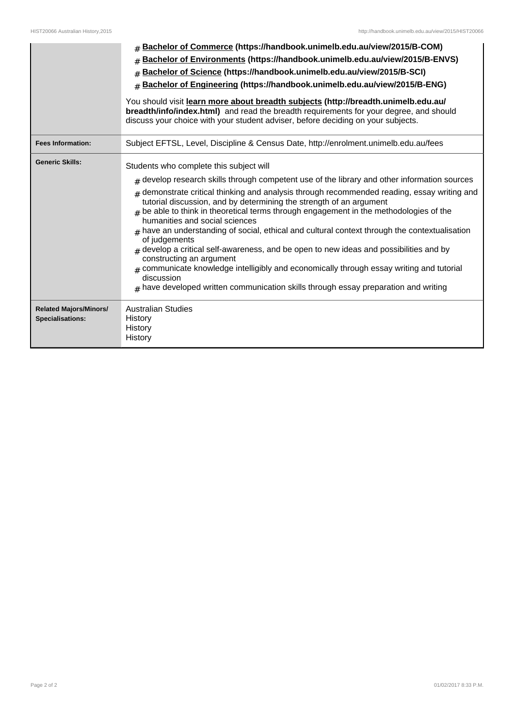| | |
|---|---|
| | # **Bachelor of Commerce** (https://handbook.unimelb.edu.au/view/2015/B-COM)<br># **Bachelor of Environments** (https://handbook.unimelb.edu.au/view/2015/B-ENVS)<br># **Bachelor of Science** (https://handbook.unimelb.edu.au/view/2015/B-SCI)<br># **Bachelor of Engineering** (https://handbook.unimelb.edu.au/view/2015/B-ENG)<br><br>You should visit **learn more about breadth subjects (http://breadth.unimelb.edu.au/breadth/info/index.html)** and read the breadth requirements for your degree, and should discuss your choice with your student adviser, before deciding on your subjects. |
| **Fees Information:** | Subject EFTSL, Level, Discipline & Census Date, http://enrolment.unimelb.edu.au/fees |
| **Generic Skills:** | Students who complete this subject will<br># develop research skills through competent use of the library and other information sources<br># demonstrate critical thinking and analysis through recommended reading, essay writing and tutorial discussion, and by determining the strength of an argument<br># be able to think in theoretical terms through engagement in the methodologies of the humanities and social sciences<br># have an understanding of social, ethical and cultural context through the contextualisation of judgements<br># develop a critical self-awareness, and be open to new ideas and possibilities and by constructing an argument<br># communicate knowledge intelligibly and economically through essay writing and tutorial discussion<br># have developed written communication skills through essay preparation and writing |
| **Related Majors/Minors/ Specialisations:** | Australian Studies<br>History<br>History<br>History |